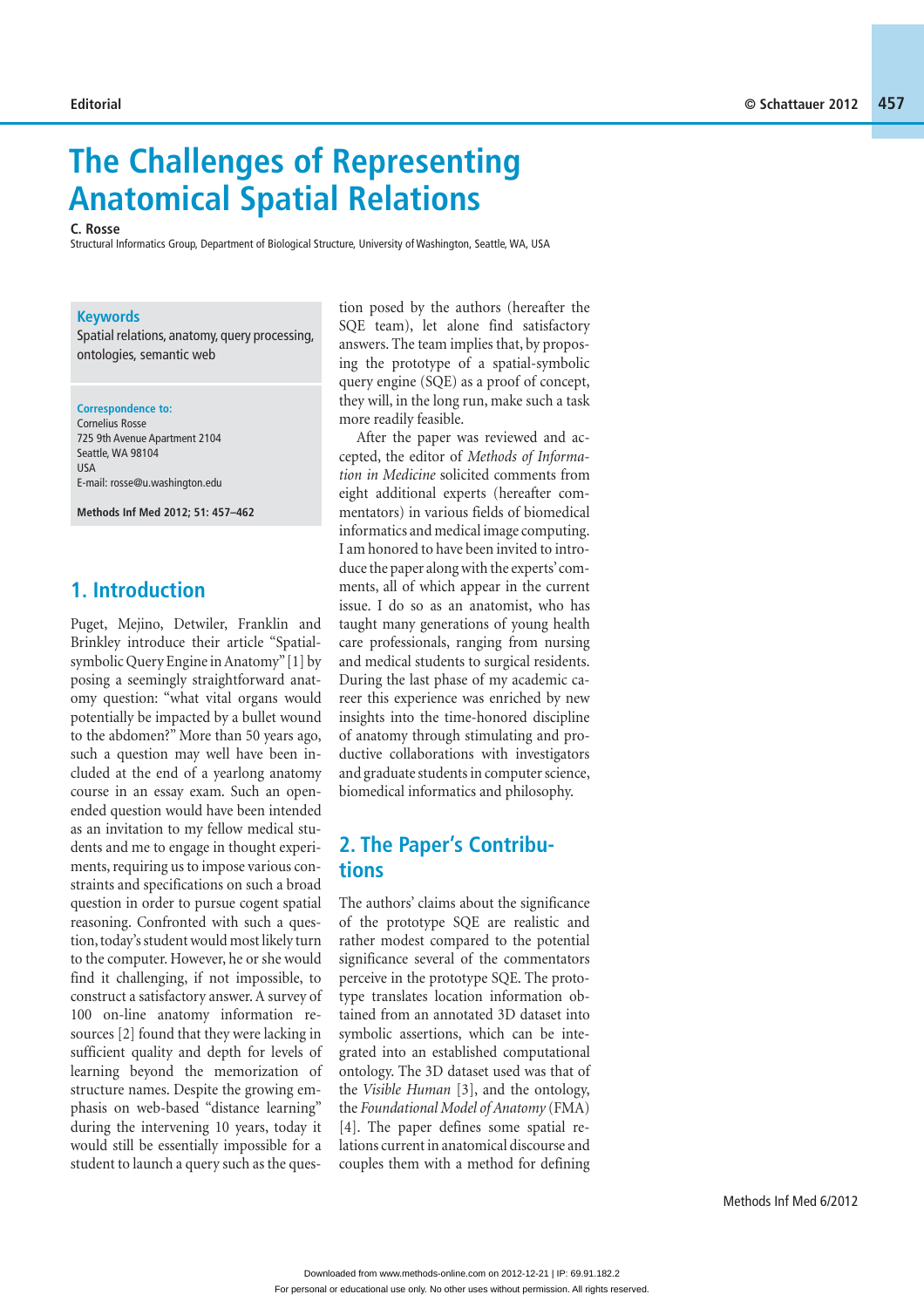Editorial

# The Challenges of Representing Anatomical Spatial Relations

**C. Rosse**

Structural Informatics Group, Department of Biological Structure, University of Washington, Seattle, WA, USA

**Keywords**

Spatial relations, anatomy, query processing, ontologies, semantic web

**Correspondence to:**
Cornelius Rosse
725 9th Avenue Apartment 2104
Seattle, WA 98104
USA
E-mail: rosse@u.washington.edu

## 1. Introduction

Puget, Mejino, Detwiler, Franklin and Brinkley introduce their article "Spatial-symbolic Query Engine in Anatomy" [1] by posing a seemingly straightforward anatomy question: "what vital organs would potentially be impacted by a bullet wound to the abdomen?" More than 50 years ago, such a question may well have been included at the end of a yearlong anatomy course in an essay exam. Such an open-ended question would have been intended as an invitation to my fellow medical students and me to engage in thought experiments, requiring us to impose various constraints and specifications on such a broad question in order to pursue cogent spatial reasoning. Confronted with such a question, today's student would most likely turn to the computer. However, he or she would find it challenging, if not impossible, to construct a satisfactory answer. A survey of 100 on-line anatomy information resources [2] found that they were lacking in sufficient quality and depth for levels of learning beyond the memorization of structure names. Despite the growing emphasis on web-based "distance learning" during the intervening 10 years, today it would still be essentially impossible for a student to launch a query such as the question posed by the authors (hereafter the SQE team), let alone find satisfactory answers. The team implies that, by proposing the prototype of a spatial-symbolic query engine (SQE) as a proof of concept, they will, in the long run, make such a task more readily feasible.

After the paper was reviewed and accepted, the editor of *Methods of Information in Medicine* solicited comments from eight additional experts (hereafter commentators) in various fields of biomedical informatics and medical image computing. I am honored to have been invited to introduce the paper along with the experts' comments, all of which appear in the current issue. I do so as an anatomist, who has taught many generations of young health care professionals, ranging from nursing and medical students to surgical residents. During the last phase of my academic career this experience was enriched by new insights into the time-honored discipline of anatomy through stimulating and productive collaborations with investigators and graduate students in computer science, biomedical informatics and philosophy.

## 2. The Paper's Contributions

The authors' claims about the significance of the prototype SQE are realistic and rather modest compared to the potential significance several of the commentators perceive in the prototype SQE. The prototype translates location information obtained from an annotated 3D dataset into symbolic assertions, which can be integrated into an established computational ontology. The 3D dataset used was that of the *Visible Human* [3], and the ontology, the *Foundational Model of Anatomy* (FMA) [4]. The paper defines some spatial relations current in anatomical discourse and couples them with a method for defining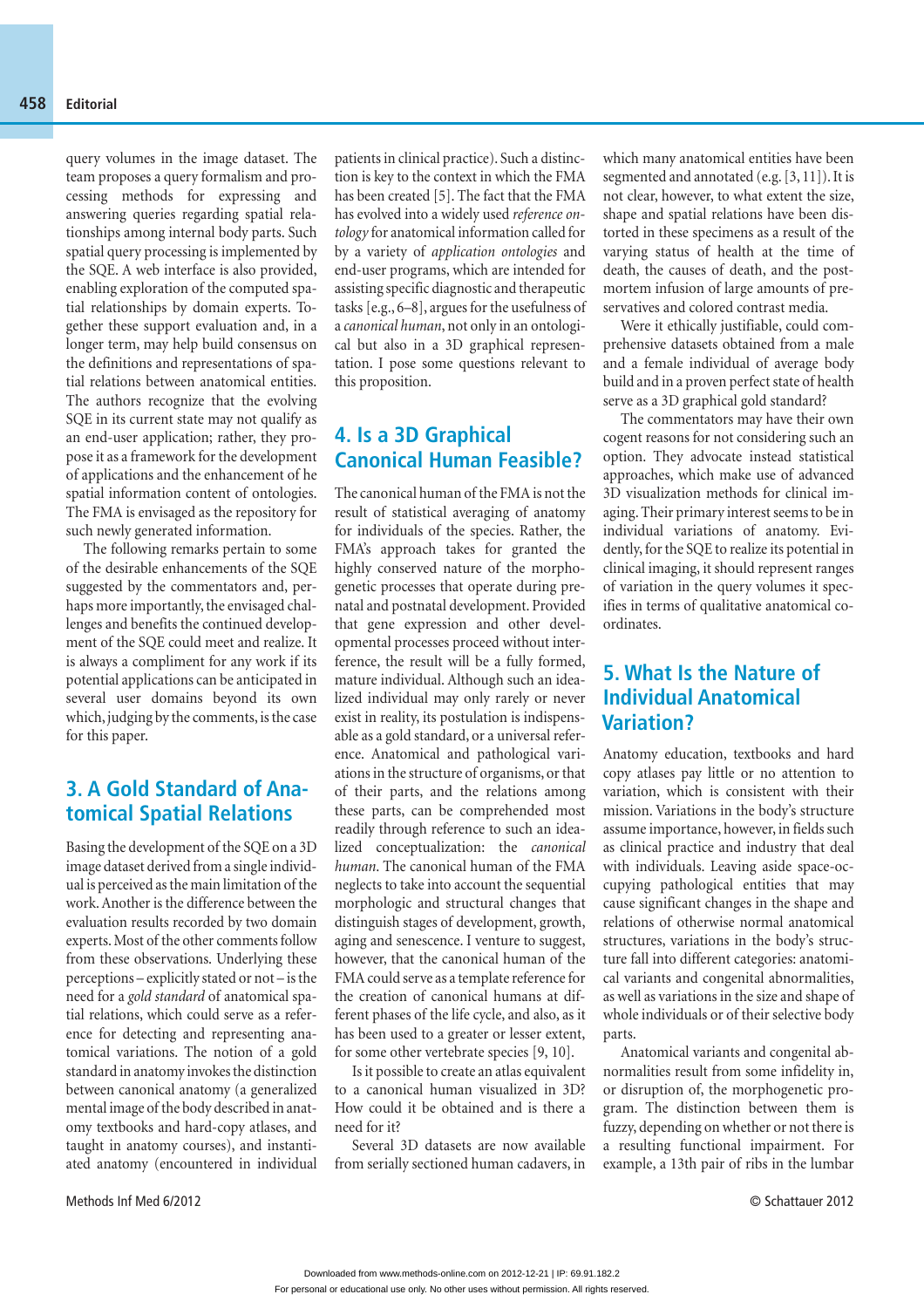query volumes in the image dataset. The team proposes a query formalism and processing methods for expressing and answering queries regarding spatial relationships among internal body parts. Such spatial query processing is implemented by the SQE. A web interface is also provided, enabling exploration of the computed spatial relationships by domain experts. Together these support evaluation and, in a longer term, may help build consensus on the definitions and representations of spatial relations between anatomical entities. The authors recognize that the evolving SQE in its current state may not qualify as an end-user application; rather, they propose it as a framework for the development of applications and the enhancement of he spatial information content of ontologies. The FMA is envisaged as the repository for such newly generated information.

The following remarks pertain to some of the desirable enhancements of the SQE suggested by the commentators and, perhaps more importantly, the envisaged challenges and benefits the continued development of the SQE could meet and realize. It is always a compliment for any work if its potential applications can be anticipated in several user domains beyond its own which, judging by the comments, is the case for this paper.

## 3. A Gold Standard of Anatomical Spatial Relations

Basing the development of the SQE on a 3D image dataset derived from a single individual is perceived as the main limitation of the work. Another is the difference between the evaluation results recorded by two domain experts. Most of the other comments follow from these observations. Underlying these perceptions – explicitly stated or not – is the need for a *gold standard* of anatomical spatial relations, which could serve as a reference for detecting and representing anatomical variations. The notion of a gold standard in anatomy invokes the distinction between canonical anatomy (a generalized mental image of the body described in anatomy textbooks and hard-copy atlases, and taught in anatomy courses), and instantiated anatomy (encountered in individual patients in clinical practice). Such a distinction is key to the context in which the FMA has been created [5]. The fact that the FMA has evolved into a widely used *reference ontology* for anatomical information called for by a variety of *application ontologies* and end-user programs, which are intended for assisting specific diagnostic and therapeutic tasks [e.g., 6–8], argues for the usefulness of a *canonical human*, not only in an ontological but also in a 3D graphical representation. I pose some questions relevant to this proposition.

## 4. Is a 3D Graphical Canonical Human Feasible?

The canonical human of the FMA is not the result of statistical averaging of anatomy for individuals of the species. Rather, the FMA's approach takes for granted the highly conserved nature of the morphogenetic processes that operate during prenatal and postnatal development. Provided that gene expression and other developmental processes proceed without interference, the result will be a fully formed, mature individual. Although such an idealized individual may only rarely or never exist in reality, its postulation is indispensable as a gold standard, or a universal reference. Anatomical and pathological variations in the structure of organisms, or that of their parts, and the relations among these parts, can be comprehended most readily through reference to such an idealized conceptualization: the *canonical human*. The canonical human of the FMA neglects to take into account the sequential morphologic and structural changes that distinguish stages of development, growth, aging and senescence. I venture to suggest, however, that the canonical human of the FMA could serve as a template reference for the creation of canonical humans at different phases of the life cycle, and also, as it has been used to a greater or lesser extent, for some other vertebrate species [9, 10].

Is it possible to create an atlas equivalent to a canonical human visualized in 3D? How could it be obtained and is there a need for it?

Several 3D datasets are now available from serially sectioned human cadavers, in which many anatomical entities have been segmented and annotated (e.g. [3, 11]). It is not clear, however, to what extent the size, shape and spatial relations have been distorted in these specimens as a result of the varying status of health at the time of death, the causes of death, and the postmortem infusion of large amounts of preservatives and colored contrast media.

Were it ethically justifiable, could comprehensive datasets obtained from a male and a female individual of average body build and in a proven perfect state of health serve as a 3D graphical gold standard?

The commentators may have their own cogent reasons for not considering such an option. They advocate instead statistical approaches, which make use of advanced 3D visualization methods for clinical imaging. Their primary interest seems to be in individual variations of anatomy. Evidently, for the SQE to realize its potential in clinical imaging, it should represent ranges of variation in the query volumes it specifies in terms of qualitative anatomical coordinates.

## 5. What Is the Nature of Individual Anatomical Variation?

Anatomy education, textbooks and hard copy atlases pay little or no attention to variation, which is consistent with their mission. Variations in the body's structure assume importance, however, in fields such as clinical practice and industry that deal with individuals. Leaving aside space-occupying pathological entities that may cause significant changes in the shape and relations of otherwise normal anatomical structures, variations in the body's structure fall into different categories: anatomical variants and congenital abnormalities, as well as variations in the size and shape of whole individuals or of their selective body parts.

Anatomical variants and congenital abnormalities result from some infidelity in, or disruption of, the morphogenetic program. The distinction between them is fuzzy, depending on whether or not there is a resulting functional impairment. For example, a 13th pair of ribs in the lumbar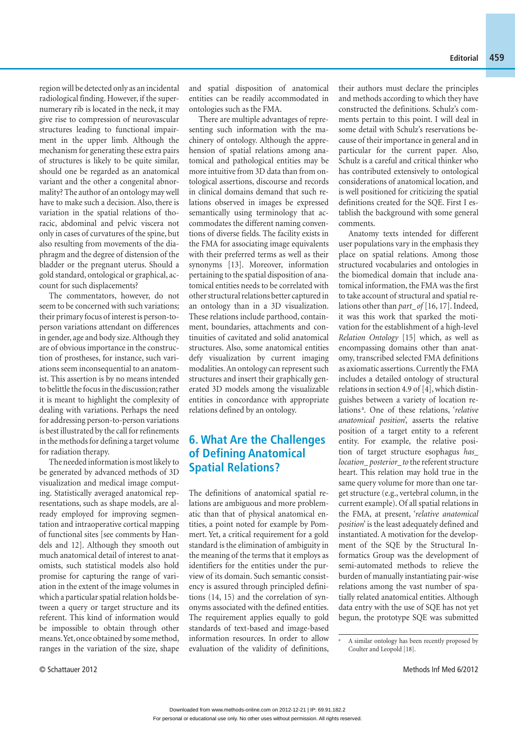region will be detected only as an incidental radiological finding. However, if the supernumerary rib is located in the neck, it may give rise to compression of neurovascular structures leading to functional impairment in the upper limb. Although the mechanism for generating these extra pairs of structures is likely to be quite similar, should one be regarded as an anatomical variant and the other a congenital abnormality? The author of an ontology may well have to make such a decision. Also, there is variation in the spatial relations of thoracic, abdominal and pelvic viscera not only in cases of curvatures of the spine, but also resulting from movements of the diaphragm and the degree of distension of the bladder or the pregnant uterus. Should a gold standard, ontological or graphical, account for such displacements?

The commentators, however, do not seem to be concerned with such variations; their primary focus of interest is person-to-person variations attendant on differences in gender, age and body size. Although they are of obvious importance in the construction of prostheses, for instance, such variations seem inconsequential to an anatomist. This assertion is by no means intended to belittle the focus in the discussion; rather it is meant to highlight the complexity of dealing with variations. Perhaps the need for addressing person-to-person variations is best illustrated by the call for refinements in the methods for defining a target volume for radiation therapy.

The needed information is most likely to be generated by advanced methods of 3D visualization and medical image computing. Statistically averaged anatomical representations, such as shape models, are already employed for improving segmentation and intraoperative cortical mapping of functional sites [see comments by Handels and 12]. Although they smooth out much anatomical detail of interest to anatomists, such statistical models also hold promise for capturing the range of variation in the extent of the image volumes in which a particular spatial relation holds between a query or target structure and its referent. This kind of information would be impossible to obtain through other means. Yet, once obtained by some method, ranges in the variation of the size, shape and spatial disposition of anatomical entities can be readily accommodated in ontologies such as the FMA.

There are multiple advantages of representing such information with the machinery of ontology. Although the apprehension of spatial relations among anatomical and pathological entities may be more intuitive from 3D data than from ontological assertions, discourse and records in clinical domains demand that such relations observed in images be expressed semantically using terminology that accommodates the different naming conventions of diverse fields. The facility exists in the FMA for associating image equivalents with their preferred terms as well as their synonyms [13]. Moreover, information pertaining to the spatial disposition of anatomical entities needs to be correlated with other structural relations better captured in an ontology than in a 3D visualization. These relations include parthood, containment, boundaries, attachments and continuities of cavitated and solid anatomical structures. Also, some anatomical entities defy visualization by current imaging modalities. An ontology can represent such structures and insert their graphically generated 3D models among the visualizable entities in concordance with appropriate relations defined by an ontology.

## 6. What Are the Challenges of Defining Anatomical Spatial Relations?

The definitions of anatomical spatial relations are ambiguous and more problematic than that of physical anatomical entities, a point noted for example by Pommert. Yet, a critical requirement for a gold standard is the elimination of ambiguity in the meaning of the terms that it employs as identifiers for the entities under the purview of its domain. Such semantic consistency is assured through principled definitions (14, 15) and the correlation of synonyms associated with the defined entities. The requirement applies equally to gold standards of text-based and image-based information resources. In order to allow evaluation of the validity of definitions, their authors must declare the principles and methods according to which they have constructed the definitions. Schulz's comments pertain to this point. I will deal in some detail with Schulz's reservations because of their importance in general and in particular for the current paper. Also, Schulz is a careful and critical thinker who has contributed extensively to ontological considerations of anatomical location, and is well positioned for criticizing the spatial definitions created for the SQE. First I establish the background with some general comments.

Anatomy texts intended for different user populations vary in the emphasis they place on spatial relations. Among those structured vocabularies and ontologies in the biomedical domain that include anatomical information, the FMA was the first to take account of structural and spatial relations other than *part_of* [16, 17]. Indeed, it was this work that sparked the motivation for the establishment of a high-level *Relation Ontology* [15] which, as well as encompassing domains other than anatomy, transcribed selected FMA definitions as axiomatic assertions. Currently the FMA includes a detailed ontology of structural relations in section 4.9 of [4], which distinguishes between a variety of location relations [a]. One of these relations, '*relative anatomical position*', asserts the relative position of a target entity to a referent entity. For example, the relative position of target structure esophagus *has_location_posterior_to* the referent structure heart. This relation may hold true in the same query volume for more than one target structure (e.g., vertebral column, in the current example). Of all spatial relations in the FMA, at present, '*relative anatomical position*' is the least adequately defined and instantiated. A motivation for the development of the SQE by the Structural Informatics Group was the development of semi-automated methods to relieve the burden of manually instantiating pair-wise relations among the vast number of spatially related anatomical entities. Although data entry with the use of SQE has not yet begun, the prototype SQE was submitted

[a] A similar ontology has been recently proposed by Coulter and Leopold [18].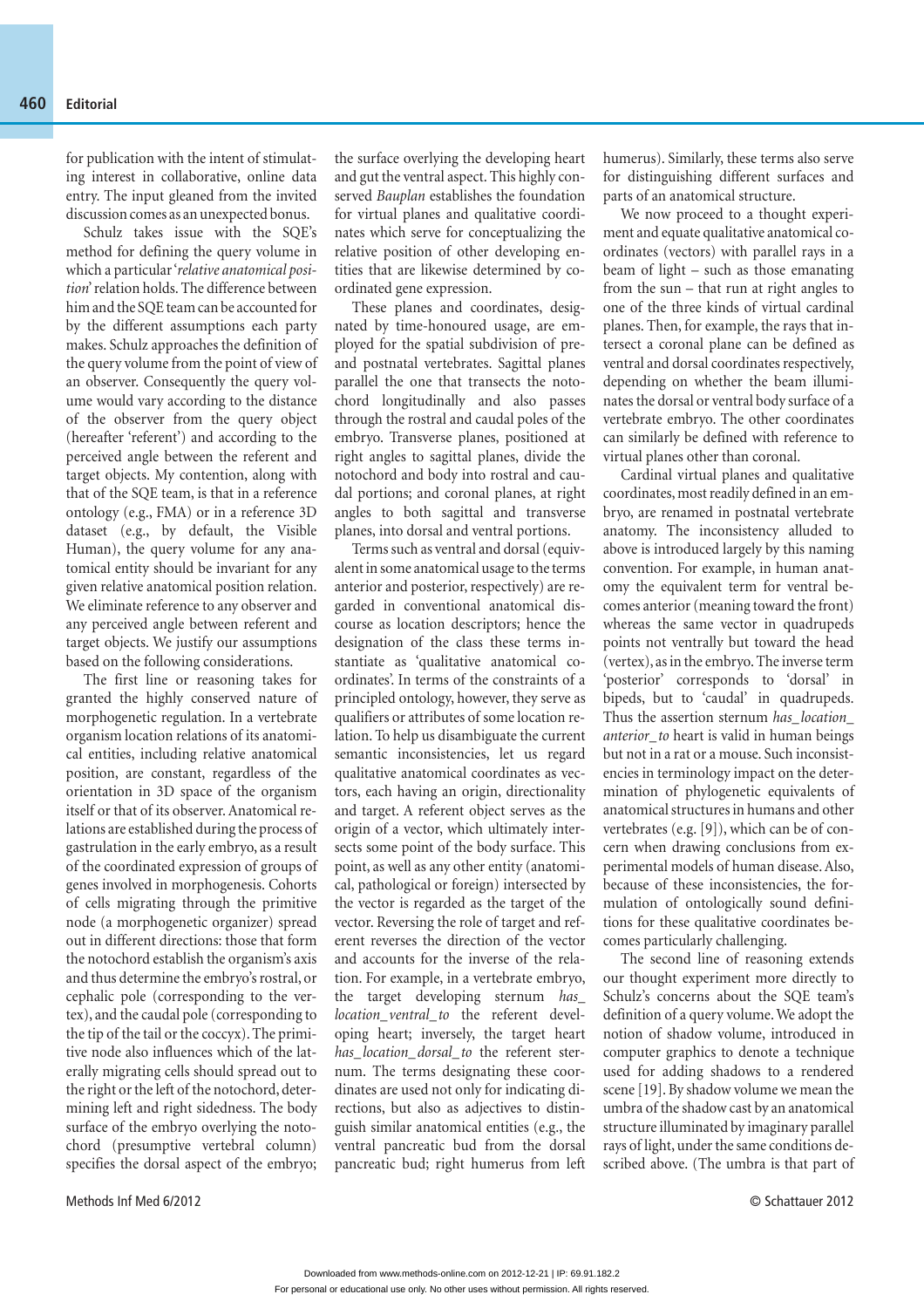for publication with the intent of stimulating interest in collaborative, online data entry. The input gleaned from the invited discussion comes as an unexpected bonus.

Schulz takes issue with the SQE's method for defining the query volume in which a particular '*relative anatomical position*' relation holds. The difference between him and the SQE team can be accounted for by the different assumptions each party makes. Schulz approaches the definition of the query volume from the point of view of an observer. Consequently the query volume would vary according to the distance of the observer from the query object (hereafter 'referent') and according to the perceived angle between the referent and target objects. My contention, along with that of the SQE team, is that in a reference ontology (e.g., FMA) or in a reference 3D dataset (e.g., by default, the Visible Human), the query volume for any anatomical entity should be invariant for any given relative anatomical position relation. We eliminate reference to any observer and any perceived angle between referent and target objects. We justify our assumptions based on the following considerations.

The first line or reasoning takes for granted the highly conserved nature of morphogenetic regulation. In a vertebrate organism location relations of its anatomical entities, including relative anatomical position, are constant, regardless of the orientation in 3D space of the organism itself or that of its observer. Anatomical relations are established during the process of gastrulation in the early embryo, as a result of the coordinated expression of groups of genes involved in morphogenesis. Cohorts of cells migrating through the primitive node (a morphogenetic organizer) spread out in different directions: those that form the notochord establish the organism's axis and thus determine the embryo's rostral, or cephalic pole (corresponding to the vertex), and the caudal pole (corresponding to the tip of the tail or the coccyx). The primitive node also influences which of the laterally migrating cells should spread out to the right or the left of the notochord, determining left and right sidedness. The body surface of the embryo overlying the notochord (presumptive vertebral column) specifies the dorsal aspect of the embryo; the surface overlying the developing heart and gut the ventral aspect. This highly conserved *Bauplan* establishes the foundation for virtual planes and qualitative coordinates which serve for conceptualizing the relative position of other developing entities that are likewise determined by coordinated gene expression.

These planes and coordinates, designated by time-honoured usage, are employed for the spatial subdivision of pre- and postnatal vertebrates. Sagittal planes parallel the one that transects the notochord longitudinally and also passes through the rostral and caudal poles of the embryo. Transverse planes, positioned at right angles to sagittal planes, divide the notochord and body into rostral and caudal portions; and coronal planes, at right angles to both sagittal and transverse planes, into dorsal and ventral portions.

Terms such as ventral and dorsal (equivalent in some anatomical usage to the terms anterior and posterior, respectively) are regarded in conventional anatomical discourse as location descriptors; hence the designation of the class these terms instantiate as 'qualitative anatomical coordinates'. In terms of the constraints of a principled ontology, however, they serve as qualifiers or attributes of some location relation. To help us disambiguate the current semantic inconsistencies, let us regard qualitative anatomical coordinates as vectors, each having an origin, directionality and target. A referent object serves as the origin of a vector, which ultimately intersects some point of the body surface. This point, as well as any other entity (anatomical, pathological or foreign) intersected by the vector is regarded as the target of the vector. Reversing the role of target and referent reverses the direction of the vector and accounts for the inverse of the relation. For example, in a vertebrate embryo, the target developing sternum *has_location_ventral_to* the referent developing heart; inversely, the target heart *has_location_dorsal_to* the referent sternum. The terms designating these coordinates are used not only for indicating directions, but also as adjectives to distinguish similar anatomical entities (e.g., the ventral pancreatic bud from the dorsal pancreatic bud; right humerus from left humerus). Similarly, these terms also serve for distinguishing different surfaces and parts of an anatomical structure.

We now proceed to a thought experiment and equate qualitative anatomical coordinates (vectors) with parallel rays in a beam of light – such as those emanating from the sun – that run at right angles to one of the three kinds of virtual cardinal planes. Then, for example, the rays that intersect a coronal plane can be defined as ventral and dorsal coordinates respectively, depending on whether the beam illuminates the dorsal or ventral body surface of a vertebrate embryo. The other coordinates can similarly be defined with reference to virtual planes other than coronal.

Cardinal virtual planes and qualitative coordinates, most readily defined in an embryo, are renamed in postnatal vertebrate anatomy. The inconsistency alluded to above is introduced largely by this naming convention. For example, in human anatomy the equivalent term for ventral becomes anterior (meaning toward the front) whereas the same vector in quadrupeds points not ventrally but toward the head (vertex), as in the embryo. The inverse term 'posterior' corresponds to 'dorsal' in bipeds, but to 'caudal' in quadrupeds. Thus the assertion sternum *has_location_anterior_to* heart is valid in human beings but not in a rat or a mouse. Such inconsistencies in terminology impact on the determination of phylogenetic equivalents of anatomical structures in humans and other vertebrates (e.g. [9]), which can be of concern when drawing conclusions from experimental models of human disease. Also, because of these inconsistencies, the formulation of ontologically sound definitions for these qualitative coordinates becomes particularly challenging.

The second line of reasoning extends our thought experiment more directly to Schulz's concerns about the SQE team's definition of a query volume. We adopt the notion of shadow volume, introduced in computer graphics to denote a technique used for adding shadows to a rendered scene [19]. By shadow volume we mean the umbra of the shadow cast by an anatomical structure illuminated by imaginary parallel rays of light, under the same conditions described above. (The umbra is that part of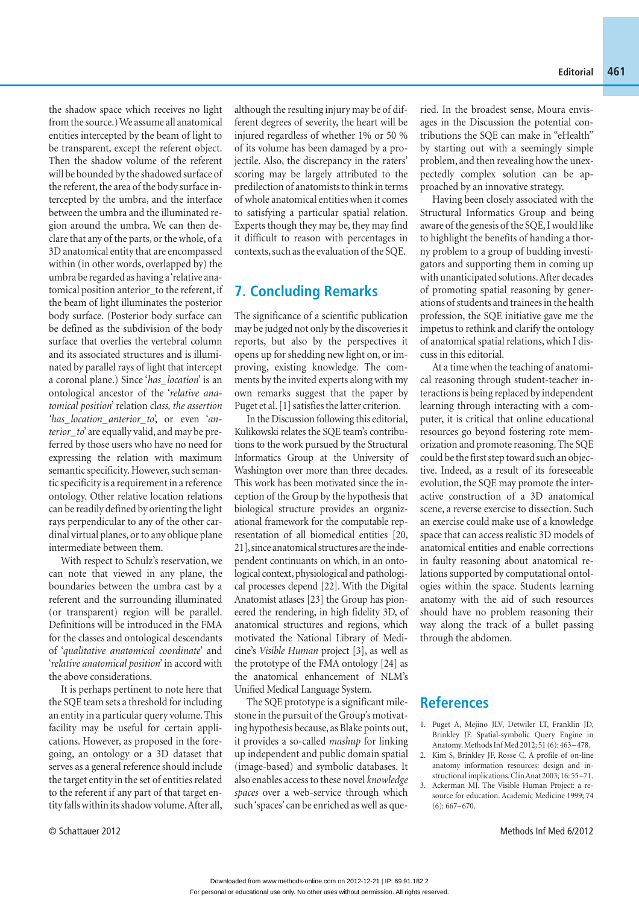the shadow space which receives no light from the source.) We assume all anatomical entities intercepted by the beam of light to be transparent, except the referent object. Then the shadow volume of the referent will be bounded by the shadowed surface of the referent, the area of the body surface intercepted by the umbra, and the interface between the umbra and the illuminated region around the umbra. We can then declare that any of the parts, or the whole, of a 3D anatomical entity that are encompassed within (in other words, overlapped by) the umbra be regarded as having a 'relative anatomical position anterior_to the referent, if the beam of light illuminates the posterior body surface. (Posterior body surface can be defined as the subdivision of the body surface that overlies the vertebral column and its associated structures and is illuminated by parallel rays of light that intercept a coronal plane.) Since '*has_location*' is an ontological ancestor of the '*relative anatomical position*' relation c*lass, the assertion* '*has_location_anterior_to*', or even '*anterior_to*' are equally valid, and may be preferred by those users who have no need for expressing the relation with maximum semantic specificity. However, such semantic specificity is a requirement in a reference ontology. Other relative location relations can be readily defined by orienting the light rays perpendicular to any of the other cardinal virtual planes, or to any oblique plane intermediate between them.

With respect to Schulz's reservation, we can note that viewed in any plane, the boundaries between the umbra cast by a referent and the surrounding illuminated (or transparent) region will be parallel. Definitions will be introduced in the FMA for the classes and ontological descendants of '*qualitative anatomical coordinate*' and '*relative anatomical position*' in accord with the above considerations.

It is perhaps pertinent to note here that the SQE team sets a threshold for including an entity in a particular query volume. This facility may be useful for certain applications. However, as proposed in the foregoing, an ontology or a 3D dataset that serves as a general reference should include the target entity in the set of entities related to the referent if any part of that target entity falls within its shadow volume. After all, although the resulting injury may be of different degrees of severity, the heart will be injured regardless of whether 1% or 50 % of its volume has been damaged by a projectile. Also, the discrepancy in the raters' scoring may be largely attributed to the predilection of anatomists to think in terms of whole anatomical entities when it comes to satisfying a particular spatial relation. Experts though they may be, they may find it difficult to reason with percentages in contexts, such as the evaluation of the SQE.

## 7. Concluding Remarks

The significance of a scientific publication may be judged not only by the discoveries it reports, but also by the perspectives it opens up for shedding new light on, or improving, existing knowledge. The comments by the invited experts along with my own remarks suggest that the paper by Puget et al. [1] satisfies the latter criterion.

In the Discussion following this editorial, Kulikowski relates the SQE team's contributions to the work pursued by the Structural Informatics Group at the University of Washington over more than three decades. This work has been motivated since the inception of the Group by the hypothesis that biological structure provides an organizational framework for the computable representation of all biomedical entities [20, 21], since anatomical structures are the independent continuants on which, in an ontological context, physiological and pathological processes depend [22]. With the Digital Anatomist atlases [23] the Group has pioneered the rendering, in high fidelity 3D, of anatomical structures and regions, which motivated the National Library of Medicine's *Visible Human* project [3], as well as the prototype of the FMA ontology [24] as the anatomical enhancement of NLM's Unified Medical Language System.

The SQE prototype is a significant milestone in the pursuit of the Group's motivating hypothesis because, as Blake points out, it provides a so-called *mashup* for linking up independent and public domain spatial (image-based) and symbolic databases. It also enables access to these novel *knowledge spaces* over a web-service through which such 'spaces' can be enriched as well as queried. In the broadest sense, Moura envisages in the Discussion the potential contributions the SQE can make in "eHealth" by starting out with a seemingly simple problem, and then revealing how the unexpectedly complex solution can be approached by an innovative strategy.

Having been closely associated with the Structural Informatics Group and being aware of the genesis of the SQE, I would like to highlight the benefits of handing a thorny problem to a group of budding investigators and supporting them in coming up with unanticipated solutions. After decades of promoting spatial reasoning by generations of students and trainees in the health profession, the SQE initiative gave me the impetus to rethink and clarify the ontology of anatomical spatial relations, which I discuss in this editorial.

At a time when the teaching of anatomical reasoning through student-teacher interactions is being replaced by independent learning through interacting with a computer, it is critical that online educational resources go beyond fostering rote memorization and promote reasoning. The SQE could be the first step toward such an objective. Indeed, as a result of its foreseeable evolution, the SQE may promote the interactive construction of a 3D anatomical scene, a reverse exercise to dissection. Such an exercise could make use of a knowledge space that can access realistic 3D models of anatomical entities and enable corrections in faulty reasoning about anatomical relations supported by computational ontologies within the space. Students learning anatomy with the aid of such resources should have no problem reasoning their way along the track of a bullet passing through the abdomen.

## References

1. Puget A, Mejino JLV, Detwiler LT, Franklin JD, Brinkley JF. Spatial-symbolic Query Engine in Anatomy. Methods Inf Med 2012; 51 (6): 463–478.
2. Kim S, Brinkley JF, Rosse C. A profile of on-line anatomy information resources: design and instructional implications. Clin Anat 2003; 16: 55–71.
3. Ackerman MJ. The Visible Human Project: a resource for education. Academic Medicine 1999; 74 (6): 667–670.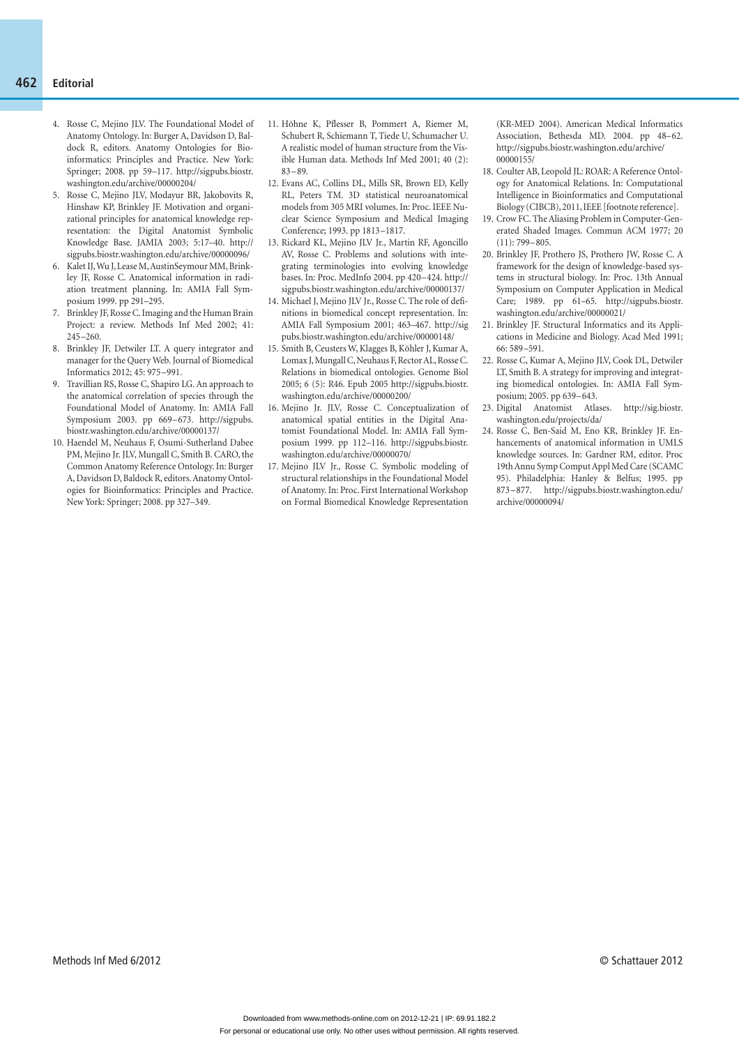4. Rosse C, Mejino JLV. The Foundational Model of Anatomy Ontology. In: Burger A, Davidson D, Baldock R, editors. Anatomy Ontologies for Bioinformatics: Principles and Practice. New York: Springer; 2008. pp 59–117. http://sigpubs.biostr.washington.edu/archive/00000204/
5. Rosse C, Mejino JLV, Modayur BR, Jakobovits R, Hinshaw KP, Brinkley JF. Motivation and organizational principles for anatomical knowledge representation: the Digital Anatomist Symbolic Knowledge Base. JAMIA 2003; 5:17–40. http://sigpubs.biostr.washington.edu/archive/00000096/
6. Kalet IJ, Wu J, Lease M, AustinSeymour MM, Brinkley JF, Rosse C. Anatomical information in radiation treatment planning. In: AMIA Fall Symposium 1999. pp 291–295.
7. Brinkley JF, Rosse C. Imaging and the Human Brain Project: a review. Methods Inf Med 2002; 41: 245–260.
8. Brinkley JF, Detwiler LT. A query integrator and manager for the Query Web. Journal of Biomedical Informatics 2012; 45: 975–991.
9. Travillian RS, Rosse C, Shapiro LG. An approach to the anatomical correlation of species through the Foundational Model of Anatomy. In: AMIA Fall Symposium 2003. pp 669–673. http://sigpubs.biostr.washington.edu/archive/00000137/
10. Haendel M, Neuhaus F, Osumi-Sutherland Dabee PM, Mejino Jr. JLV, Mungall C, Smith B. CARO, the Common Anatomy Reference Ontology. In: Burger A, Davidson D, Baldock R, editors. Anatomy Ontologies for Bioinformatics: Principles and Practice. New York: Springer; 2008. pp 327–349.
11. Höhne K, Pflesser B, Pommert A, Riemer M, Schubert R, Schiemann T, Tiede U, Schumacher U. A realistic model of human structure from the Visible Human data. Methods Inf Med 2001; 40 (2): 83–89.
12. Evans AC, Collins DL, Mills SR, Brown ED, Kelly RL, Peters TM. 3D statistical neuroanatomical models from 305 MRI volumes. In: Proc. IEEE Nuclear Science Symposium and Medical Imaging Conference; 1993. pp 1813–1817.
13. Rickard KL, Mejino JLV Jr., Martin RF, Agoncillo AV, Rosse C. Problems and solutions with integrating terminologies into evolving knowledge bases. In: Proc. MedInfo 2004. pp 420–424. http://sigpubs.biostr.washington.edu/archive/00000137/
14. Michael J, Mejino JLV Jr., Rosse C. The role of definitions in biomedical concept representation. In: AMIA Fall Symposium 2001; 463–467. http://sigpubs.biostr.washington.edu/archive/00000148/
15. Smith B, Ceusters W, Klagges B, Köhler J, Kumar A, Lomax J, Mungall C, Neuhaus F, Rector AL, Rosse C. Relations in biomedical ontologies. Genome Biol 2005; 6 (5): R46. Epub 2005 http://sigpubs.biostr.washington.edu/archive/00000200/
16. Mejino Jr. JLV, Rosse C. Conceptualization of anatomical spatial entities in the Digital Anatomist Foundational Model. In: AMIA Fall Symposium 1999. pp 112–116. http://sigpubs.biostr.washington.edu/archive/00000070/
17. Mejino JLV Jr., Rosse C. Symbolic modeling of structural relationships in the Foundational Model of Anatomy. In: Proc. First International Workshop on Formal Biomedical Knowledge Representation (KR-MED 2004). American Medical Informatics Association, Bethesda MD. 2004. pp 48–62. http://sigpubs.biostr.washington.edu/archive/00000155/
18. Coulter AB, Leopold JL: ROAR: A Reference Ontology for Anatomical Relations. In: Computational Intelligence in Bioinformatics and Computational Biology (CIBCB), 2011, IEEE [footnote reference].
19. Crow FC. The Aliasing Problem in Computer-Generated Shaded Images. Commun ACM 1977; 20 (11): 799–805.
20. Brinkley JF, Prothero JS, Prothero JW, Rosse C. A framework for the design of knowledge-based systems in structural biology. In: Proc. 13th Annual Symposium on Computer Application in Medical Care; 1989. pp 61–65. http://sigpubs.biostr.washington.edu/archive/00000021/
21. Brinkley JF. Structural Informatics and its Applications in Medicine and Biology. Acad Med 1991; 66: 589–591.
22. Rosse C, Kumar A, Mejino JLV, Cook DL, Detwiler LT, Smith B. A strategy for improving and integrating biomedical ontologies. In: AMIA Fall Symposium; 2005. pp 639–643.
23. Digital Anatomist Atlases. http://sig.biostr.washington.edu/projects/da/
24. Rosse C, Ben-Said M, Eno KR, Brinkley JF. Enhancements of anatomical information in UMLS knowledge sources. In: Gardner RM, editor. Proc 19th Annu Symp Comput Appl Med Care (SCAMC 95). Philadelphia: Hanley & Belfus; 1995. pp 873–877. http://sigpubs.biostr.washington.edu/archive/00000094/